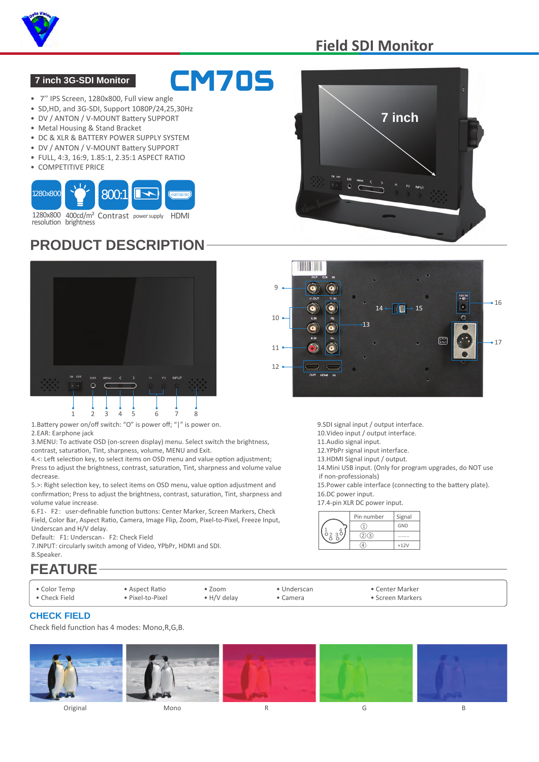# Field SDI Monitor

## 7 inch 3G-SDI Monitor

# CM70S

- 7'' IPS Screen, 1280x800, Full view angle
- SD,HD, and 3G-SDI, Support 1080P/24,25,30Hz
- DV / ANTON / V-MOUNT Battery SUPPORT
- Metal Housing & Stand Bracket
- DC & XLR & BATTERY POWER SUPPLY SYSTEM
- DV / ANTON / V-MOUNT Battery SUPPORT
- FULL, 4:3, 16:9, 1.85:1, 2.35:1 ASPECT RATIO
- COMPETITIVE PRICE

1280x800 resolution | 400cd/m² brightness | 800:1 Contrast | power supply | HDMI

## PRODUCT DESCRIPTION

1.Battery power on/off switch: "O" is power off; "|" is power on.
2.EAR: Earphone jack
3.MENU: To activate OSD (on-screen display) menu. Select switch the brightness, contrast, saturation, Tint, sharpness, volume, MENU and Exit.
4.<: Left selection key, to select items on OSD menu and value option adjustment; Press to adjust the brightness, contrast, saturation, Tint, sharpness and volume value decrease.
5.>: Right selection key, to select items on OSD menu, value option adjustment and confirmation; Press to adjust the brightness, contrast, saturation, Tint, sharpness and volume value increase.
6.F1、F2: user-definable function buttons: Center Marker, Screen Markers, Check Field, Color Bar, Aspect Ratio, Camera, Image Flip, Zoom, Pixel-to-Pixel, Freeze Input, Underscan and H/V delay.
Default: F1: Underscan、F2: Check Field
7.INPUT: circularly switch among of Video, YPbPr, HDMI and SDI.
8.Speaker.

9.SDI signal input / output interface.
10.Video input / output interface.
11.Audio signal input.
12.YPbPr signal input interface.
13.HDMI Signal input / output.
14.Mini USB input. (Only for program upgrades, do NOT use if non-professionals)
15.Power cable interface (connecting to the battery plate).
16.DC power input.
17.4-pin XLR DC power input.

| Pin number | Signal |
|---|---|
| ① | GND |
| ②③ | ......... |
| ④ | +12V |

## FEATURE

- Color Temp
- Check Field
- Aspect Ratio
- Pixel-to-Pixel
- Zoom
- H/V delay
- Underscan
- Camera
- Center Marker
- Screen Markers

### CHECK FIELD

Check field function has 4 modes: Mono,R,G,B.

Original | Mono | R | G | B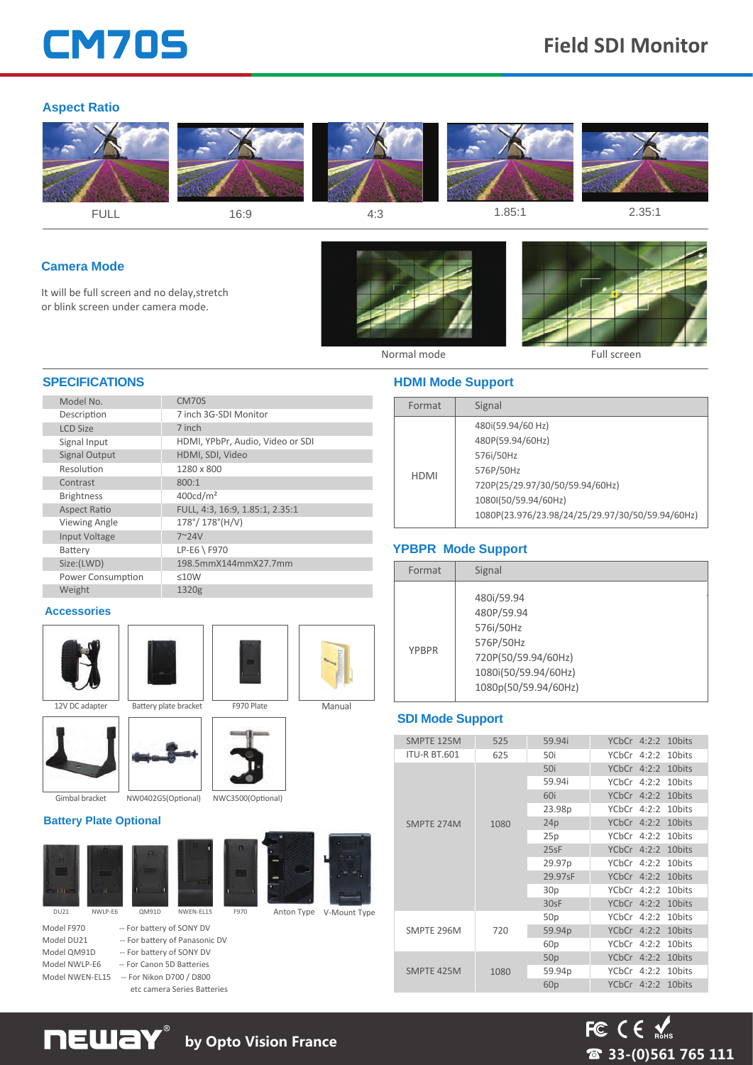# CM70S

## Field SDI Monitor

### Aspect Ratio

FULL | 16:9 | 4:3 | 1.85:1 | 2.35:1

### Camera Mode

It will be full screen and no delay,stretch or blink screen under camera mode.

Normal mode | Full screen

### SPECIFICATIONS

| | |
|---|---|
| Model No. | CM70S |
| Description | 7 inch 3G-SDI Monitor |
| LCD Size | 7 inch |
| Signal Input | HDMI, YPbPr, Audio, Video or SDI |
| Signal Output | HDMI, SDI, Video |
| Resolution | 1280 x 800 |
| Contrast | 800:1 |
| Brightness | 400cd/m² |
| Aspect Ratio | FULL, 4:3, 16:9, 1.85:1, 2.35:1 |
| Viewing Angle | 178°/ 178°(H/V) |
| Input Voltage | 7~24V |
| Battery | LP-E6 \ F970 |
| Size:(LWD) | 198.5mmX144mmX27.7mm |
| Power Consumption | ≤10W |
| Weight | 1320g |

### Accessories

12V DC adapter | Battery plate bracket | F970 Plate | Manual

Gimbal bracket | NW0402GS(Optional) | NWC3500(Optional)

### Battery Plate Optional

DU21 | NWLP-E6 | QM91D | NWEN-EL15 | F970 | Anton Type | V-Mount Type

Model F970 -- For battery of SONY DV
Model DU21 -- For battery of Panasonic DV
Model QM91D -- For battery of SONY DV
Model NWLP-E6 -- For Canon 5D Batteries
Model NWEN-EL15 -- For Nikon D700 / D800
etc camera Series Batteries

### HDMI Mode Support

| Format | Signal |
|---|---|
| HDMI | 480i(59.94/60 Hz)<br>480P(59.94/60Hz)<br>576i/50Hz<br>576P/50Hz<br>720P(25/29.97/30/50/59.94/60Hz)<br>1080I(50/59.94/60Hz)<br>1080P(23.976/23.98/24/25/29.97/30/50/59.94/60Hz) |

### YPBPR Mode Support

| Format | Signal |
|---|---|
| YPBPR | 480i/59.94<br>480P/59.94<br>576i/50Hz<br>576P/50Hz<br>720P(50/59.94/60Hz)<br>1080i(50/59.94/60Hz)<br>1080p(50/59.94/60Hz) |

### SDI Mode Support

| | | | |
|---|---|---|---|
| SMPTE 125M | 525 | 59.94i | YCbCr 4:2:2 10bits |
| ITU-R BT.601 | 625 | 50i | YCbCr 4:2:2 10bits |
| SMPTE 274M | 1080 | 50i | YCbCr 4:2:2 10bits |
| | | 59.94i | YCbCr 4:2:2 10bits |
| | | 60i | YCbCr 4:2:2 10bits |
| | | 23.98p | YCbCr 4:2:2 10bits |
| | | 24p | YCbCr 4:2:2 10bits |
| | | 25p | YCbCr 4:2:2 10bits |
| | | 25sF | YCbCr 4:2:2 10bits |
| | | 29.97p | YCbCr 4:2:2 10bits |
| | | 29.97sF | YCbCr 4:2:2 10bits |
| | | 30p | YCbCr 4:2:2 10bits |
| | | 30sF | YCbCr 4:2:2 10bits |
| SMPTE 296M | 720 | 50p | YCbCr 4:2:2 10bits |
| | | 59.94p | YCbCr 4:2:2 10bits |
| | | 60p | YCbCr 4:2:2 10bits |
| SMPTE 425M | 1080 | 50p | YCbCr 4:2:2 10bits |
| | | 59.94p | YCbCr 4:2:2 10bits |
| | | 60p | YCbCr 4:2:2 10bits |

NEWAY® by Opto Vision France

FC CE RoHS

☎ 33-(0)561 765 111